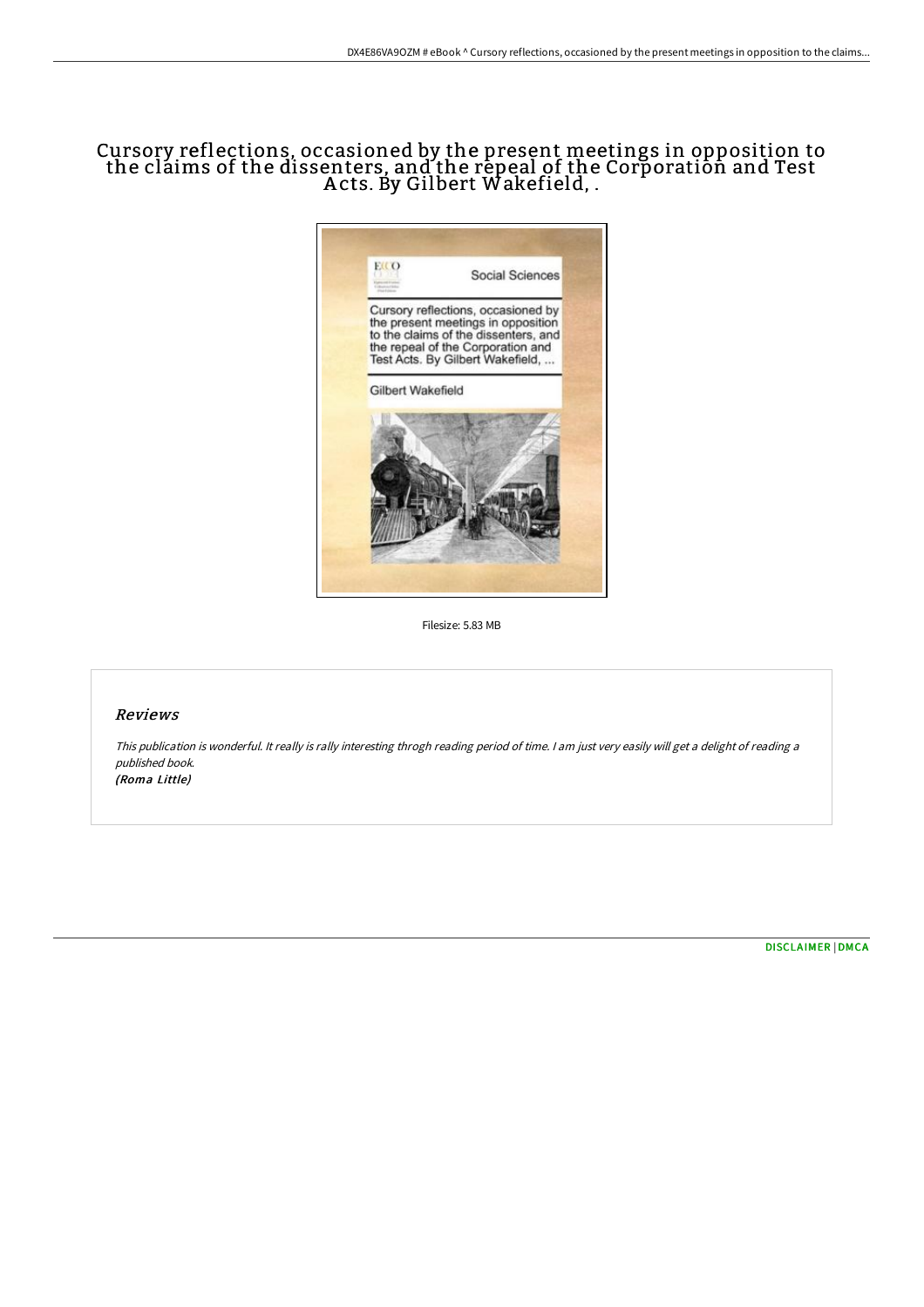# Cursory reflections, occasioned by the present meetings in opposition to the claims of the dissenters, and the repeal of the Corporation and Test Acts. By Gilbert Wakefield, .

Filesize: 5.83 MB

## Reviews

*This publication is wonderful. It really is rally interesting throgh reading period of time. I am just very easily will get a delight of reading a published book.*
*(Roma Little)*

[DISCLAIMER](#) | [DMCA](#)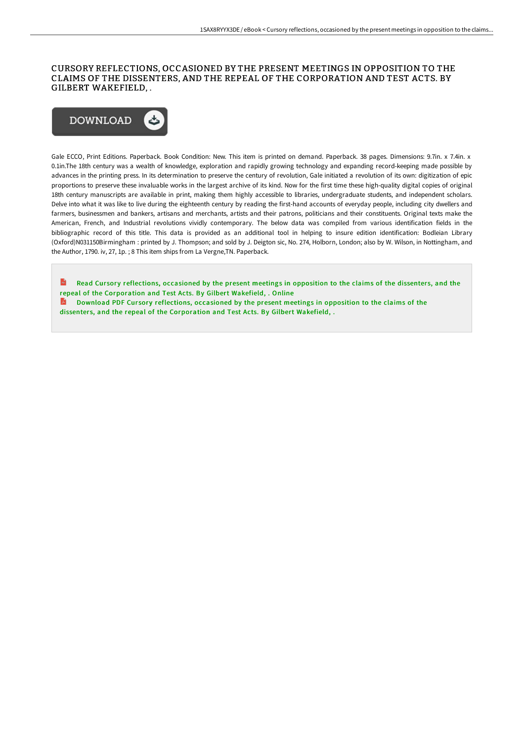# CURSORY REFLECTIONS, OCCASIONED BY THE PRESENT MEETINGS IN OPPOSITION TO THE CLAIMS OF THE DISSENTERS, AND THE REPEAL OF THE CORPORATION AND TEST ACTS. BY GILBERT WAKEFIELD, .

DOWNLOAD

Gale ECCO, Print Editions. Paperback. Book Condition: New. This item is printed on demand. Paperback. 38 pages. Dimensions: 9.7in. x 7.4in. x 0.1in.The 18th century was a wealth of knowledge, exploration and rapidly growing technology and expanding record-keeping made possible by advances in the printing press. In its determination to preserve the century of revolution, Gale initiated a revolution of its own: digitization of epic proportions to preserve these invaluable works in the largest archive of its kind. Now for the first time these high-quality digital copies of original 18th century manuscripts are available in print, making them highly accessible to libraries, undergraduate students, and independent scholars. Delve into what it was like to live during the eighteenth century by reading the first-hand accounts of everyday people, including city dwellers and farmers, businessmen and bankers, artisans and merchants, artists and their patrons, politicians and their constituents. Original texts make the American, French, and Industrial revolutions vividly contemporary. The below data was compiled from various identification fields in the bibliographic record of this title. This data is provided as an additional tool in helping to insure edition identification: Bodleian Library (Oxford)N031150Birmingham : printed by J. Thompson; and sold by J. Deigton sic, No. 274, Holborn, London; also by W. Wilson, in Nottingham, and the Author, 1790. iv, 27, 1p. ; 8 This item ships from La Vergne,TN. Paperback.

Read Cursory reflections, occasioned by the present meetings in opposition to the claims of the dissenters, and the repeal of the Corporation and Test Acts. By Gilbert Wakefield, . Online

Download PDF Cursory reflections, occasioned by the present meetings in opposition to the claims of the dissenters, and the repeal of the Corporation and Test Acts. By Gilbert Wakefield, .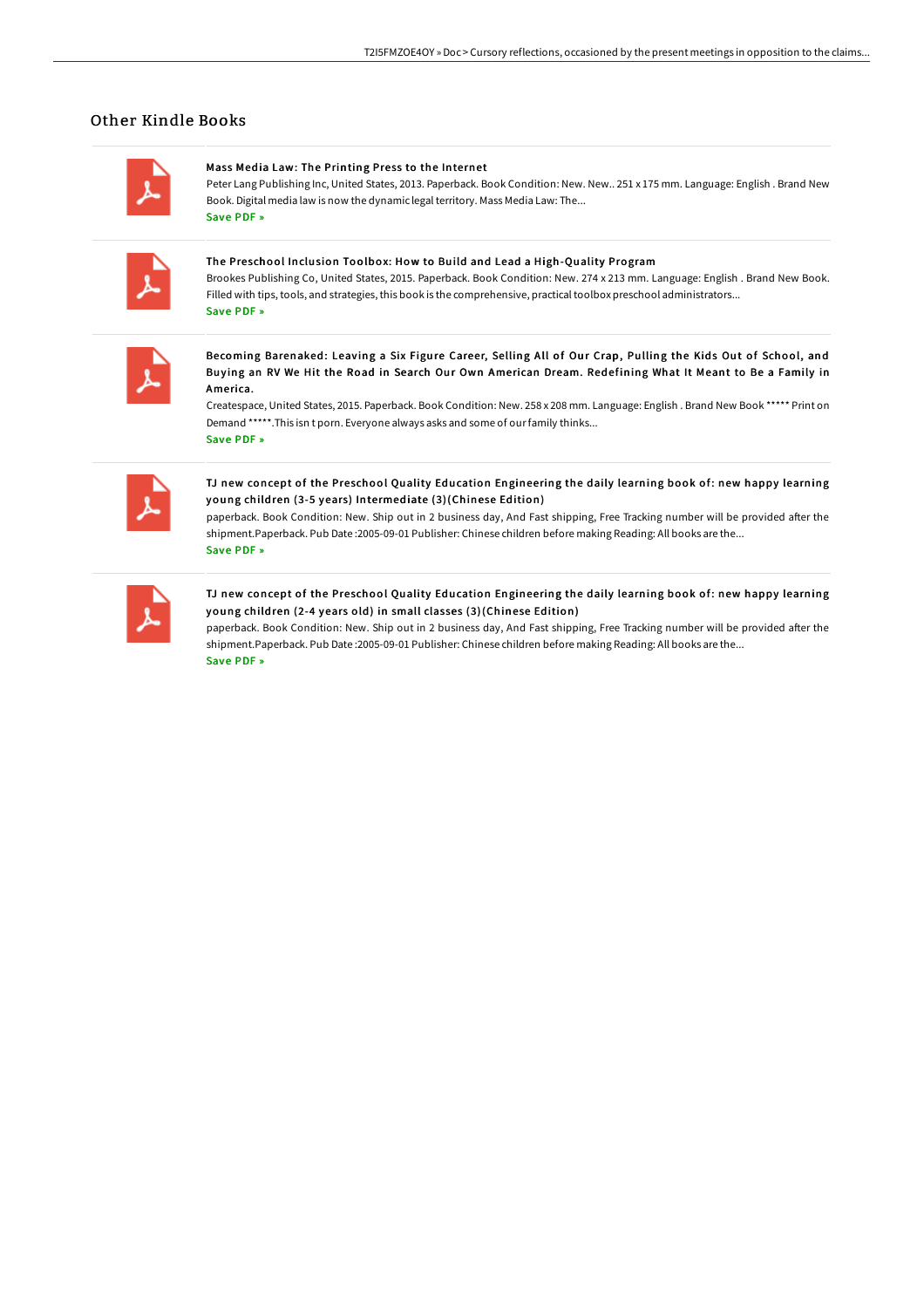## Other Kindle Books

### Mass Media Law: The Printing Press to the Internet

Peter Lang Publishing Inc, United States, 2013. Paperback. Book Condition: New. New.. 251 x 175 mm. Language: English . Brand New Book. Digital media law is now the dynamic legal territory. Mass Media Law: The...

Save PDF »

### The Preschool Inclusion Toolbox: How to Build and Lead a High-Quality Program

Brookes Publishing Co, United States, 2015. Paperback. Book Condition: New. 274 x 213 mm. Language: English . Brand New Book. Filled with tips, tools, and strategies, this book is the comprehensive, practical toolbox preschool administrators...

Save PDF »

### Becoming Barenaked: Leaving a Six Figure Career, Selling All of Our Crap, Pulling the Kids Out of School, and Buying an RV We Hit the Road in Search Our Own American Dream. Redefining What It Meant to Be a Family in America.

Createspace, United States, 2015. Paperback. Book Condition: New. 258 x 208 mm. Language: English . Brand New Book ***** Print on Demand *****.This isn t porn. Everyone always asks and some of our family thinks...

Save PDF »

### TJ new concept of the Preschool Quality Education Engineering the daily learning book of: new happy learning young children (3-5 years) Intermediate (3)(Chinese Edition)

paperback. Book Condition: New. Ship out in 2 business day, And Fast shipping, Free Tracking number will be provided after the shipment.Paperback. Pub Date :2005-09-01 Publisher: Chinese children before making Reading: All books are the...

Save PDF »

### TJ new concept of the Preschool Quality Education Engineering the daily learning book of: new happy learning young children (2-4 years old) in small classes (3)(Chinese Edition)

paperback. Book Condition: New. Ship out in 2 business day, And Fast shipping, Free Tracking number will be provided after the shipment.Paperback. Pub Date :2005-09-01 Publisher: Chinese children before making Reading: All books are the...

Save PDF »